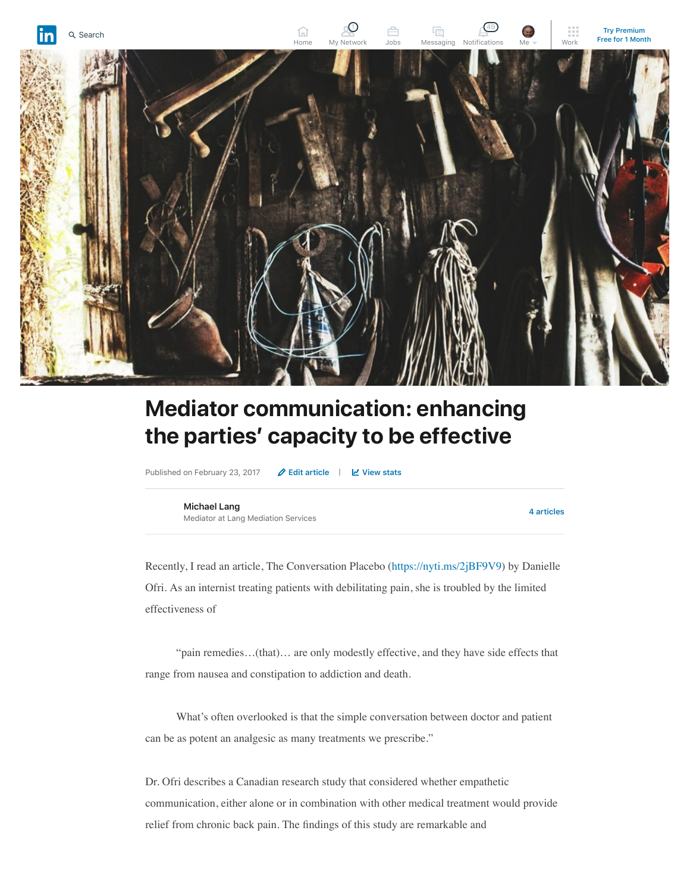# Mediator communication: enhancing the parties' capacity to be effective

Published on February 23, 2017

Michael Lang
Mediator at Lang Mediation Services

Recently, I read an article, The Conversation Placebo (https://nyti.ms/2jBF9V9) by Danielle Ofri. As an internist treating patients with debilitating pain, she is troubled by the limited effectiveness of

"pain remedies…(that)… are only modestly effective, and they have side effects that range from nausea and constipation to addiction and death.

What's often overlooked is that the simple conversation between doctor and patient can be as potent an analgesic as many treatments we prescribe."

Dr. Ofri describes a Canadian research study that considered whether empathetic communication, either alone or in combination with other medical treatment would provide relief from chronic back pain. The findings of this study are remarkable and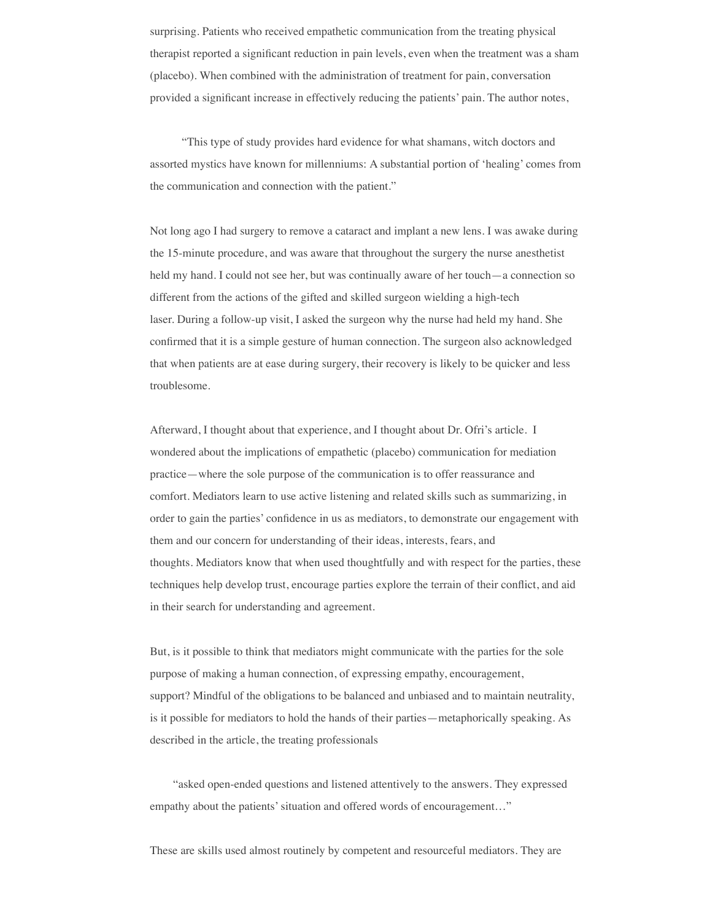surprising. Patients who received empathetic communication from the treating physical therapist reported a significant reduction in pain levels, even when the treatment was a sham (placebo). When combined with the administration of treatment for pain, conversation provided a significant increase in effectively reducing the patients' pain. The author notes,

> "This type of study provides hard evidence for what shamans, witch doctors and assorted mystics have known for millenniums: A substantial portion of 'healing' comes from the communication and connection with the patient."

Not long ago I had surgery to remove a cataract and implant a new lens. I was awake during the 15-minute procedure, and was aware that throughout the surgery the nurse anesthetist held my hand. I could not see her, but was continually aware of her touch—a connection so different from the actions of the gifted and skilled surgeon wielding a high-tech laser. During a follow-up visit, I asked the surgeon why the nurse had held my hand. She confirmed that it is a simple gesture of human connection. The surgeon also acknowledged that when patients are at ease during surgery, their recovery is likely to be quicker and less troublesome.

Afterward, I thought about that experience, and I thought about Dr. Ofri's article. I wondered about the implications of empathetic (placebo) communication for mediation practice—where the sole purpose of the communication is to offer reassurance and comfort. Mediators learn to use active listening and related skills such as summarizing, in order to gain the parties' confidence in us as mediators, to demonstrate our engagement with them and our concern for understanding of their ideas, interests, fears, and thoughts. Mediators know that when used thoughtfully and with respect for the parties, these techniques help develop trust, encourage parties explore the terrain of their conflict, and aid in their search for understanding and agreement.

But, is it possible to think that mediators might communicate with the parties for the sole purpose of making a human connection, of expressing empathy, encouragement, support? Mindful of the obligations to be balanced and unbiased and to maintain neutrality, is it possible for mediators to hold the hands of their parties—metaphorically speaking. As described in the article, the treating professionals

> "asked open-ended questions and listened attentively to the answers. They expressed empathy about the patients' situation and offered words of encouragement…"

These are skills used almost routinely by competent and resourceful mediators. They are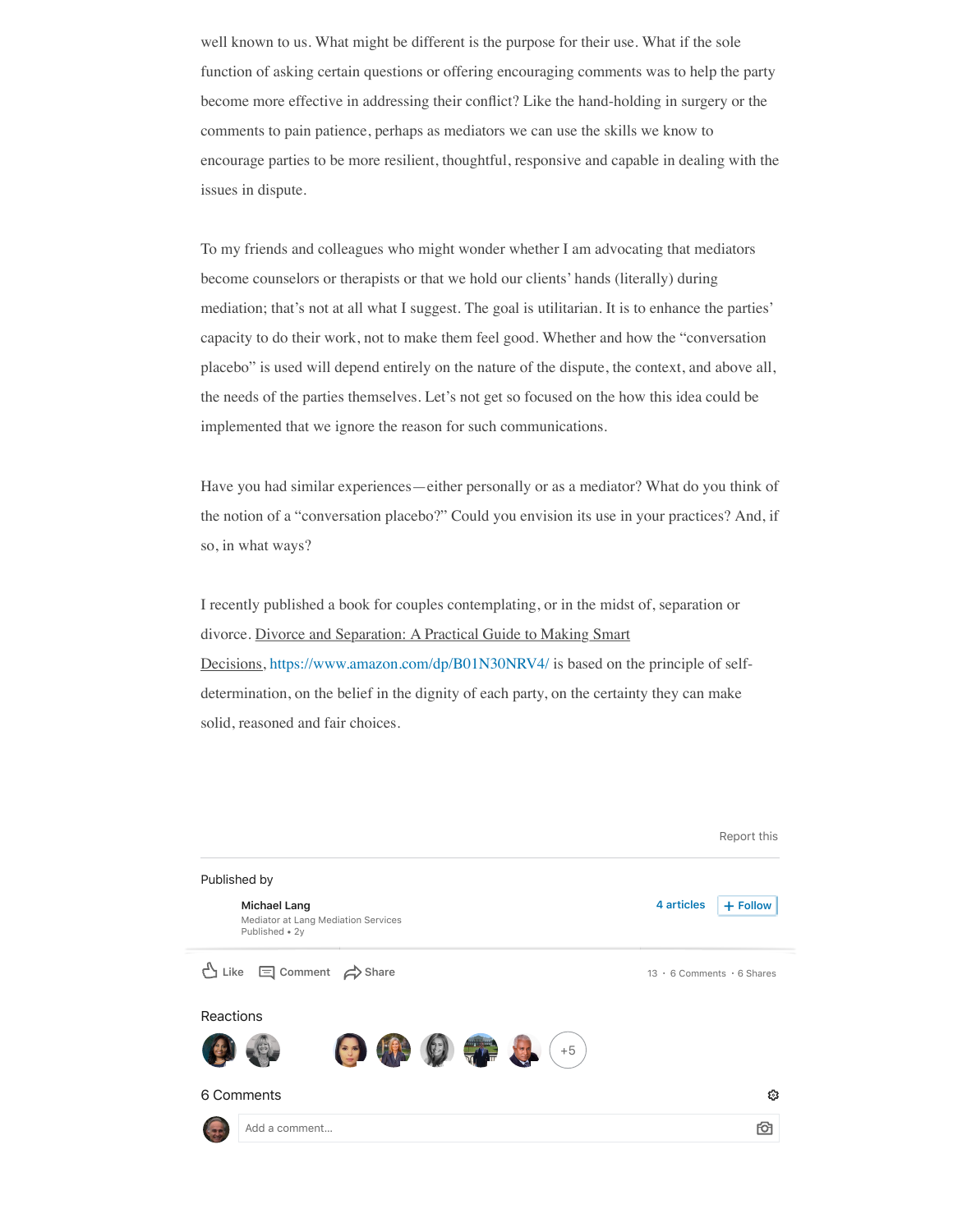well known to us. What might be different is the purpose for their use. What if the sole function of asking certain questions or offering encouraging comments was to help the party become more effective in addressing their conflict? Like the hand-holding in surgery or the comments to pain patience, perhaps as mediators we can use the skills we know to encourage parties to be more resilient, thoughtful, responsive and capable in dealing with the issues in dispute.

To my friends and colleagues who might wonder whether I am advocating that mediators become counselors or therapists or that we hold our clients' hands (literally) during mediation; that's not at all what I suggest. The goal is utilitarian. It is to enhance the parties' capacity to do their work, not to make them feel good. Whether and how the "conversation placebo" is used will depend entirely on the nature of the dispute, the context, and above all, the needs of the parties themselves. Let's not get so focused on the how this idea could be implemented that we ignore the reason for such communications.

Have you had similar experiences—either personally or as a mediator? What do you think of the notion of a "conversation placebo?" Could you envision its use in your practices? And, if so, in what ways?

I recently published a book for couples contemplating, or in the midst of, separation or divorce. Divorce and Separation: A Practical Guide to Making Smart Decisions, https://www.amazon.com/dp/B01N30NRV4/ is based on the principle of self-determination, on the belief in the dignity of each party, on the certainty they can make solid, reasoned and fair choices.

Report this

Published by

**Michael Lang**
Mediator at Lang Mediation Services
Published • 2y

4 articles + Follow

Like Comment Share

13 · 6 Comments · 6 Shares

Reactions

+5

6 Comments

Add a comment...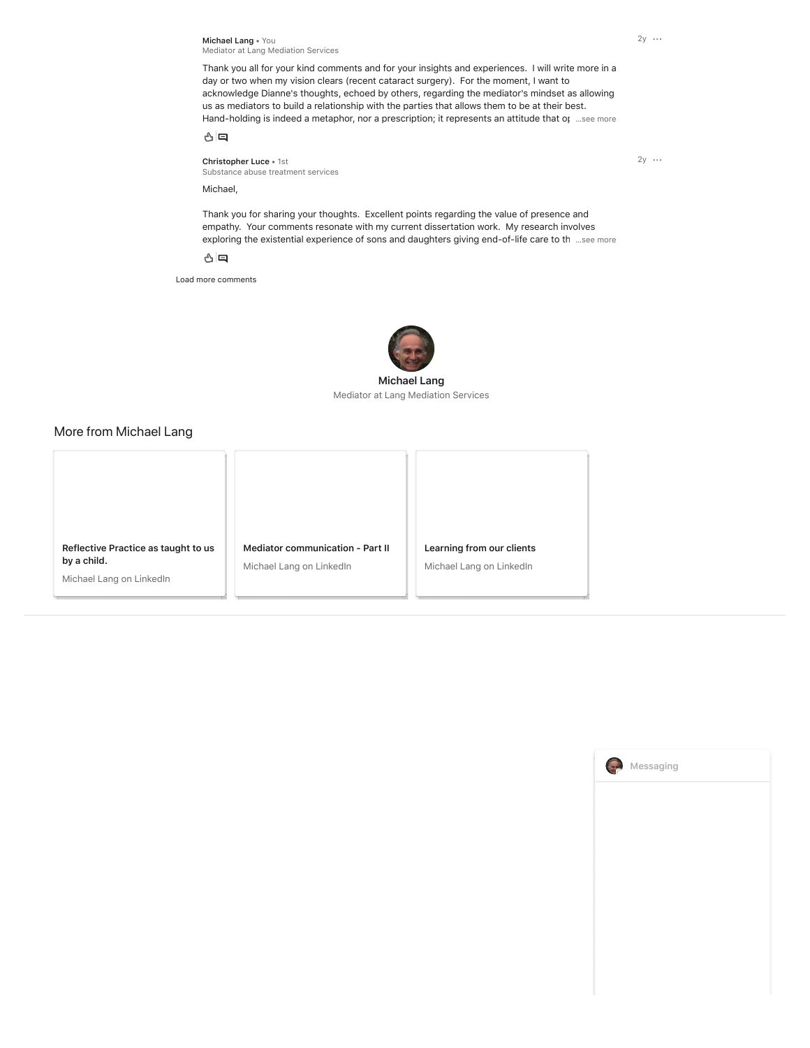**Michael Lang** • You
Mediator at Lang Mediation Services

2y ···

Thank you all for your kind comments and for your insights and experiences. I will write more in a day or two when my vision clears (recent cataract surgery). For the moment, I want to acknowledge Dianne's thoughts, echoed by others, regarding the mediator's mindset as allowing us as mediators to build a relationship with the parties that allows them to be at their best. Hand-holding is indeed a metaphor, nor a prescription; it represents an attitude that oj ...see more

**Christopher Luce** • 1st
Substance abuse treatment services

2y ···

Michael,

Thank you for sharing your thoughts. Excellent points regarding the value of presence and empathy. Your comments resonate with my current dissertation work. My research involves exploring the existential experience of sons and daughters giving end-of-life care to th ...see more

Load more comments

**Michael Lang**
Mediator at Lang Mediation Services

## More from Michael Lang

**Reflective Practice as taught to us by a child.**
Michael Lang on LinkedIn

**Mediator communication - Part II**
Michael Lang on LinkedIn

**Learning from our clients**
Michael Lang on LinkedIn

Messaging